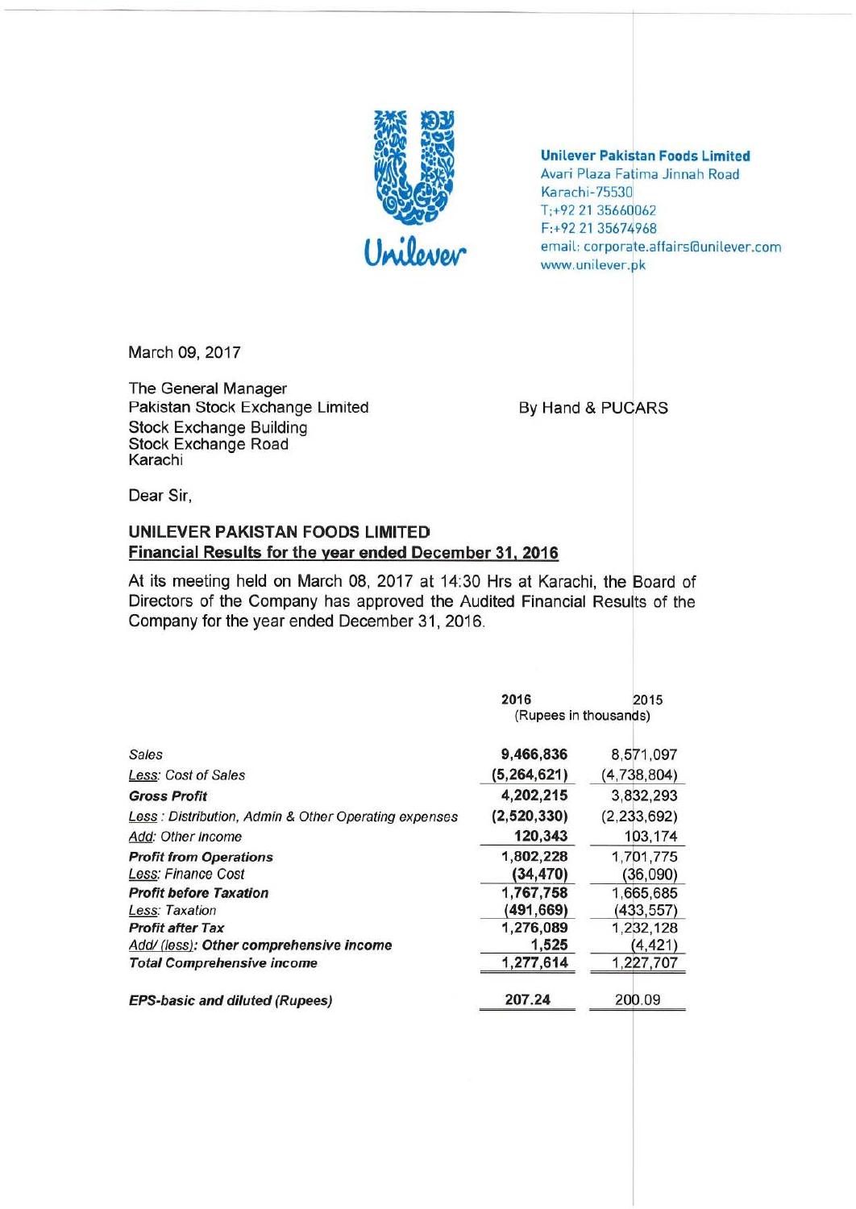**Unilever Pakistan Foods Limited**
Avari Plaza Fatima Jinnah Road
Karachi-75530
T:+92 21 35660062
F:+92 21 35674968
email: corporate.affairs@unilever.com
www.unilever.pk

March 09, 2017

The General Manager
Pakistan Stock Exchange Limited
Stock Exchange Building
Stock Exchange Road
Karachi

By Hand & PUCARS

Dear Sir,

**UNILEVER PAKISTAN FOODS LIMITED**
**Financial Results for the year ended December 31, 2016**

At its meeting held on March 08, 2017 at 14:30 Hrs at Karachi, the Board of Directors of the Company has approved the Audited Financial Results of the Company for the year ended December 31, 2016.

| | 2016 | 2015 |
|---|---|---|
| | (Rupees in thousands) | |
| *Sales* | **9,466,836** | 8,571,097 |
| *Less: Cost of Sales* | **(5,264,621)** | (4,738,804) |
| ***Gross Profit*** | **4,202,215** | 3,832,293 |
| *Less : Distribution, Admin & Other Operating expenses* | **(2,520,330)** | (2,233,692) |
| *Add: Other Income* | **120,343** | 103,174 |
| ***Profit from Operations*** | **1,802,228** | 1,701,775 |
| *Less: Finance Cost* | **(34,470)** | (36,090) |
| ***Profit before Taxation*** | **1,767,758** | 1,665,685 |
| *Less: Taxation* | **(491,669)** | (433,557) |
| ***Profit after Tax*** | **1,276,089** | 1,232,128 |
| ***Add/ (less): Other comprehensive income*** | **1,525** | (4,421) |
| ***Total Comprehensive income*** | **1,277,614** | 1,227,707 |
| ***EPS-basic and diluted (Rupees)*** | **207.24** | 200.09 |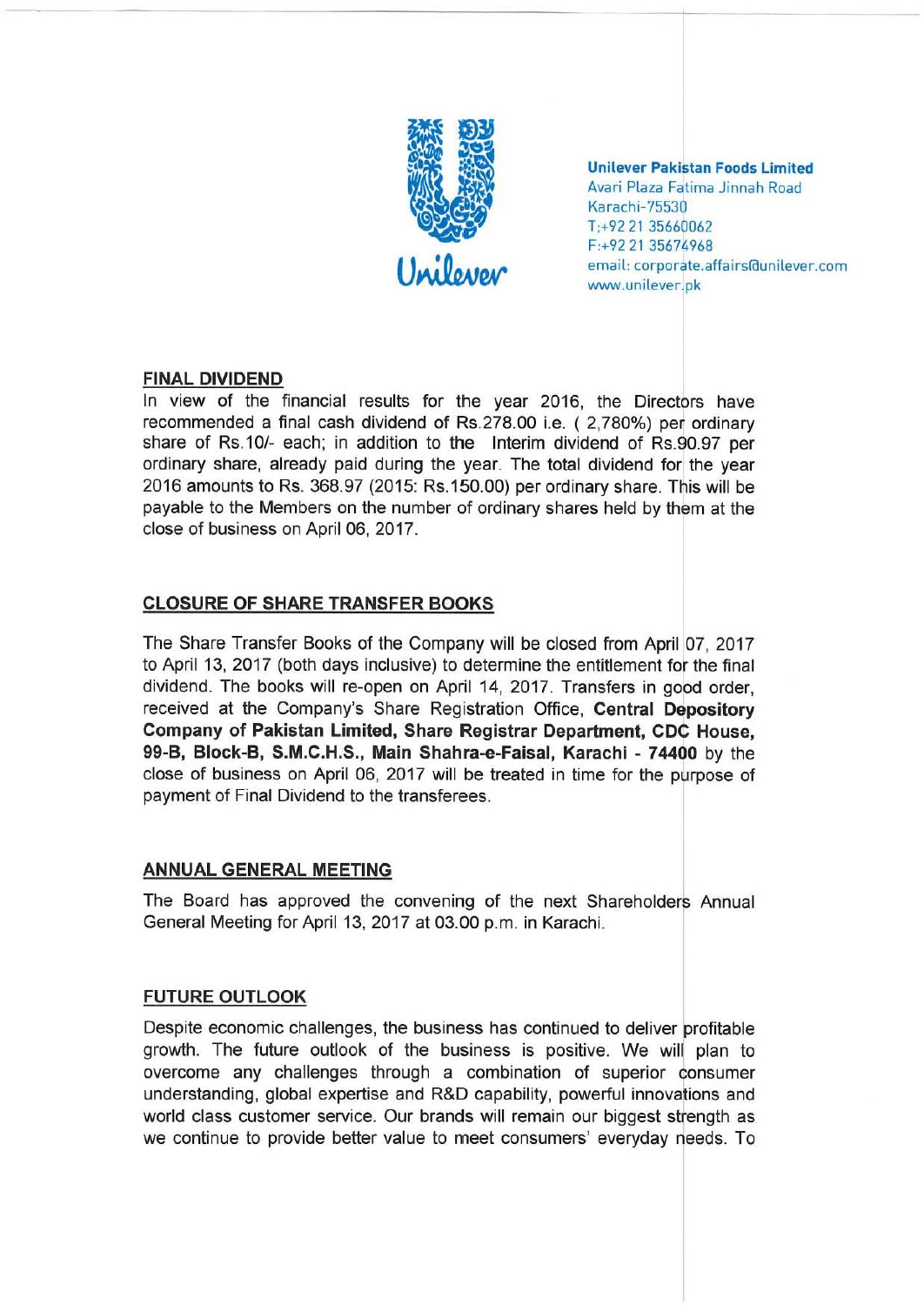**Unilever Pakistan Foods Limited**
Avari Plaza Fatima Jinnah Road
Karachi-75530
T:+92 21 35660062
F:+92 21 35674968
email: corporate.affairs@unilever.com
www.unilever.pk

## FINAL DIVIDEND

In view of the financial results for the year 2016, the Directors have recommended a final cash dividend of Rs.278.00 i.e. ( 2,780%) per ordinary share of Rs.10/- each; in addition to the Interim dividend of Rs.90.97 per ordinary share, already paid during the year. The total dividend for the year 2016 amounts to Rs. 368.97 (2015: Rs.150.00) per ordinary share. This will be payable to the Members on the number of ordinary shares held by them at the close of business on April 06, 2017.

## CLOSURE OF SHARE TRANSFER BOOKS

The Share Transfer Books of the Company will be closed from April 07, 2017 to April 13, 2017 (both days inclusive) to determine the entitlement for the final dividend. The books will re-open on April 14, 2017. Transfers in good order, received at the Company's Share Registration Office, **Central Depository Company of Pakistan Limited, Share Registrar Department, CDC House, 99-B, Block-B, S.M.C.H.S., Main Shahra-e-Faisal, Karachi - 74400** by the close of business on April 06, 2017 will be treated in time for the purpose of payment of Final Dividend to the transferees.

## ANNUAL GENERAL MEETING

The Board has approved the convening of the next Shareholders Annual General Meeting for April 13, 2017 at 03.00 p.m. in Karachi.

## FUTURE OUTLOOK

Despite economic challenges, the business has continued to deliver profitable growth. The future outlook of the business is positive. We will plan to overcome any challenges through a combination of superior consumer understanding, global expertise and R&D capability, powerful innovations and world class customer service. Our brands will remain our biggest strength as we continue to provide better value to meet consumers' everyday needs. To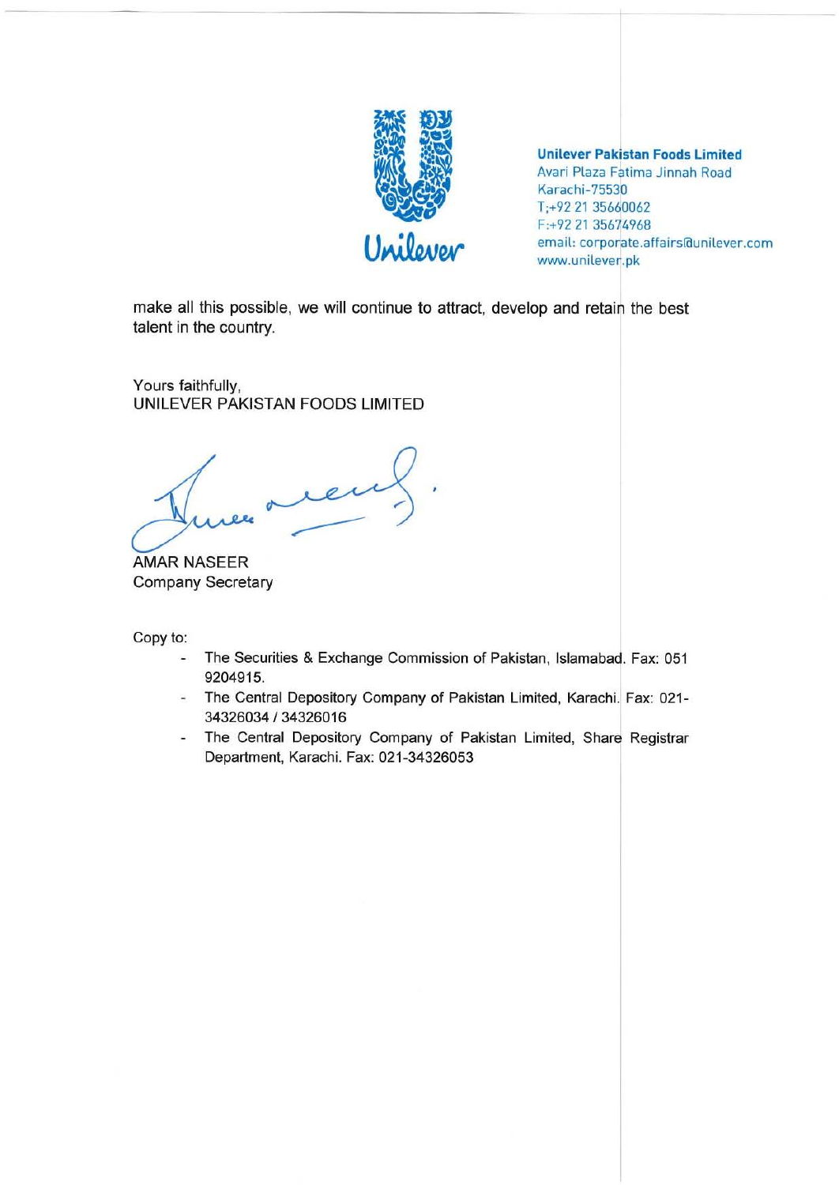**Unilever Pakistan Foods Limited**
Avari Plaza Fatima Jinnah Road
Karachi-75530
T;+92 21 35660062
F:+92 21 35674968
email: corporate.affairs@unilever.com
www.unilever.pk

make all this possible, we will continue to attract, develop and retain the best talent in the country.

Yours faithfully,
UNILEVER PAKISTAN FOODS LIMITED

AMAR NASEER
Company Secretary

Copy to:

- The Securities & Exchange Commission of Pakistan, Islamabad. Fax: 051 9204915.
- The Central Depository Company of Pakistan Limited, Karachi. Fax: 021-34326034 / 34326016
- The Central Depository Company of Pakistan Limited, Share Registrar Department, Karachi. Fax: 021-34326053